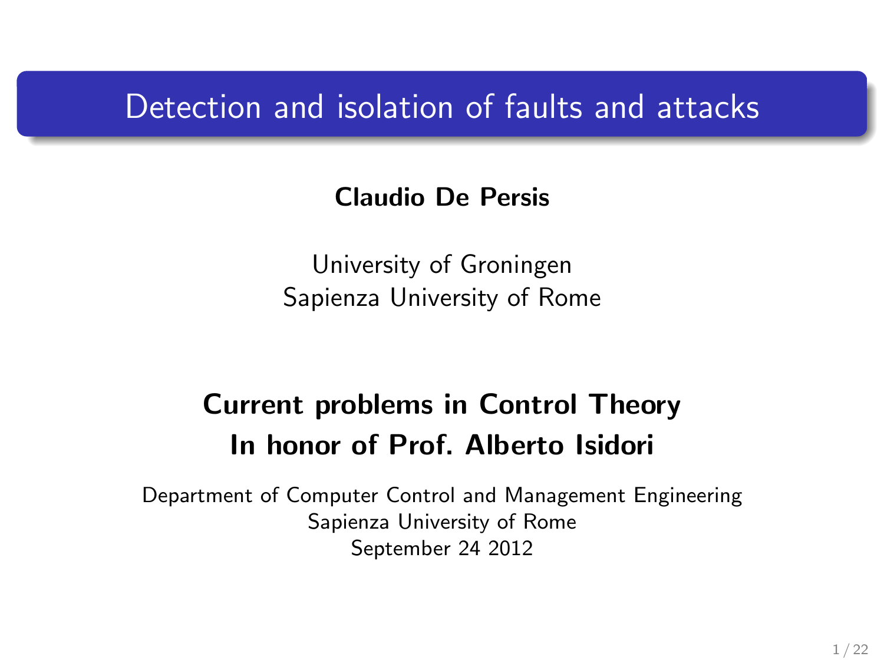# Detection and isolation of faults and attacks

**Claudio De Persis**

University of Groningen
Sapienza University of Rome

**Current problems in Control Theory**
**In honor of Prof. Alberto Isidori**

Department of Computer Control and Management Engineering
Sapienza University of Rome
September 24 2012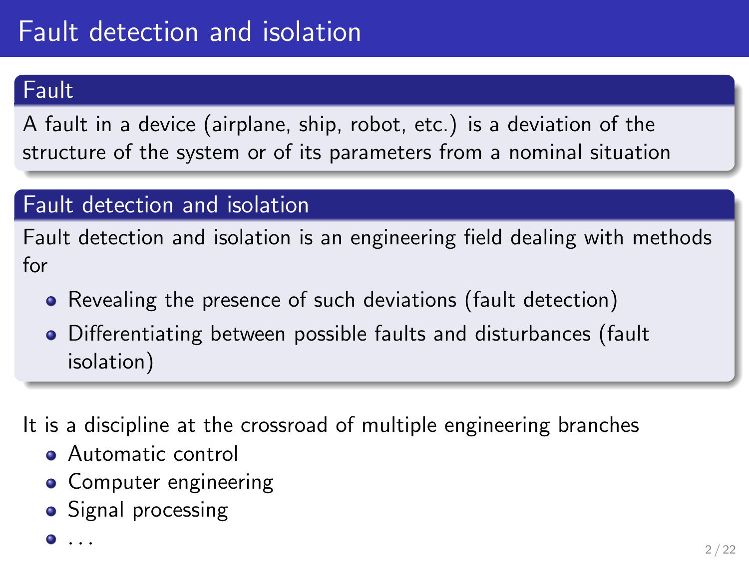# Fault detection and isolation

### Fault

A fault in a device (airplane, ship, robot, etc.) is a deviation of the structure of the system or of its parameters from a nominal situation

### Fault detection and isolation

Fault detection and isolation is an engineering field dealing with methods for

- Revealing the presence of such deviations (fault detection)
- Differentiating between possible faults and disturbances (fault isolation)

It is a discipline at the crossroad of multiple engineering branches

- Automatic control
- Computer engineering
- Signal processing
- ...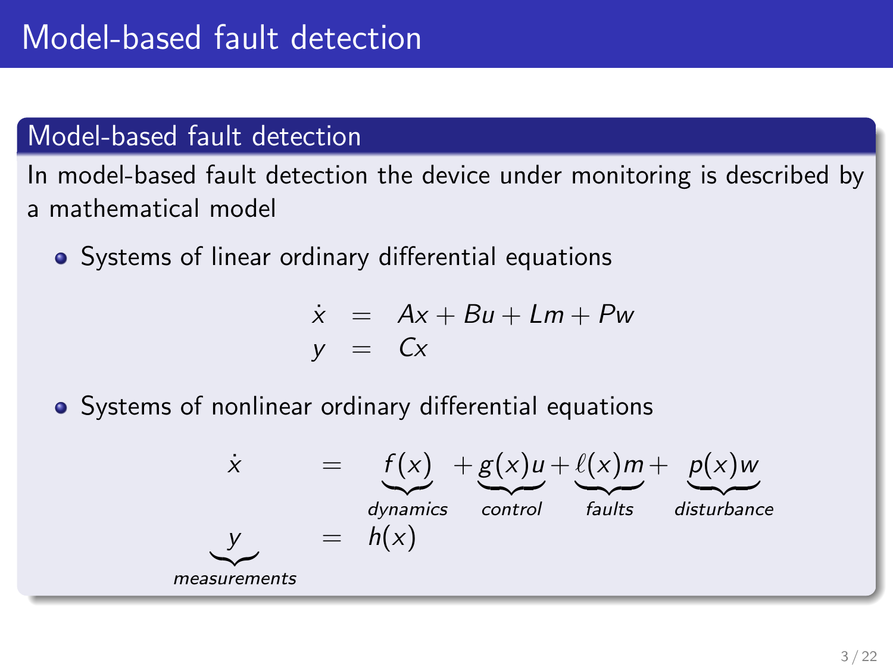# Model-based fault detection

## Model-based fault detection

In model-based fault detection the device under monitoring is described by a mathematical model

- Systems of linear ordinary differential equations

$$
\begin{aligned}
\dot{x} &= Ax + Bu + Lm + Pw \\
y &= Cx
\end{aligned}
$$

- Systems of nonlinear ordinary differential equations

$$
\begin{aligned}
\dot{x} &= \underbrace{f(x)}_{dynamics} + \underbrace{g(x)u}_{control} + \underbrace{\ell(x)m}_{faults} + \underbrace{p(x)w}_{disturbance} \\
\underbrace{y}_{measurements} &= h(x)
\end{aligned}
$$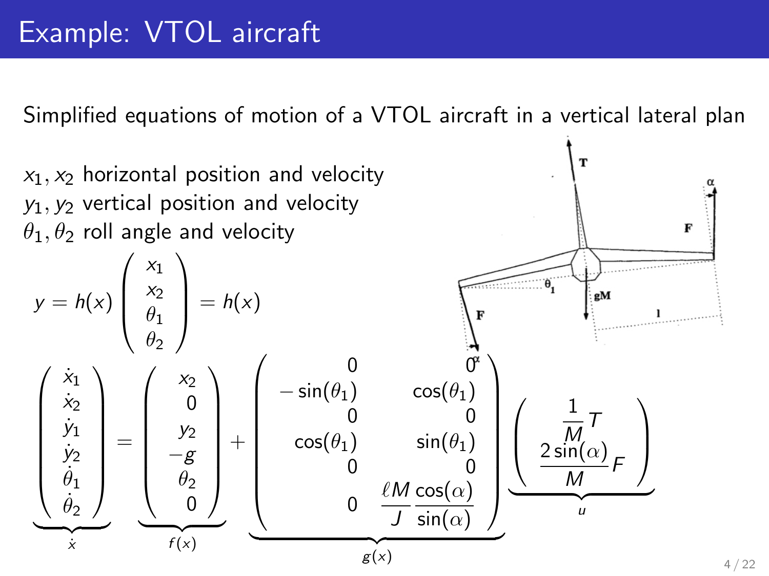# Example: VTOL aircraft

Simplified equations of motion of a VTOL aircraft in a vertical lateral plan

$x_1, x_2$ horizontal position and velocity
$y_1, y_2$ vertical position and velocity
$\theta_1, \theta_2$ roll angle and velocity

$$y = h(x) \begin{pmatrix} x_1 \\ x_2 \\ \theta_1 \\ \theta_2 \end{pmatrix} = h(x)$$

$$\underbrace{\begin{pmatrix} \dot{x}_1 \\ \dot{x}_2 \\ \dot{y}_1 \\ \dot{y}_2 \\ \dot{\theta}_1 \\ \dot{\theta}_2 \end{pmatrix}}_{\dot{x}} = \underbrace{\begin{pmatrix} x_2 \\ 0 \\ y_2 \\ -g \\ \theta_2 \\ 0 \end{pmatrix}}_{f(x)} + \underbrace{\begin{pmatrix} 0 & 0 \\ -\sin(\theta_1) & \cos(\theta_1) \\ 0 & 0 \\ \cos(\theta_1) & \sin(\theta_1) \\ 0 & 0 \\ 0 & \frac{\ell M}{J} \frac{\cos(\alpha)}{\sin(\alpha)} \end{pmatrix}}_{g(x)} \underbrace{\begin{pmatrix} \frac{1}{M} T \\ \frac{2\sin(\alpha)}{M} F \end{pmatrix}}_{u}$$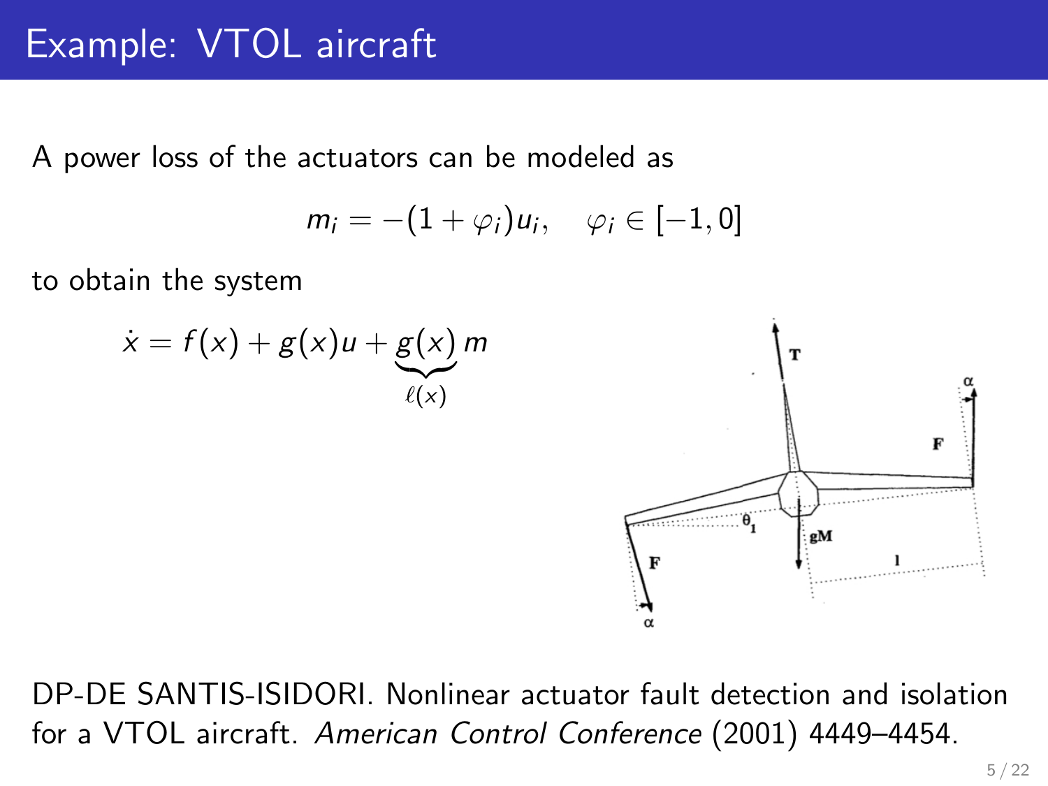# Example: VTOL aircraft

A power loss of the actuators can be modeled as

$$m_i = -(1 + \varphi_i) u_i, \quad \varphi_i \in [-1, 0]$$

to obtain the system

$$\dot{x} = f(x) + g(x)u + \underbrace{g(x)}_{\ell(x)} m$$

DP-DE SANTIS-ISIDORI. Nonlinear actuator fault detection and isolation for a VTOL aircraft. *American Control Conference* (2001) 4449–4454.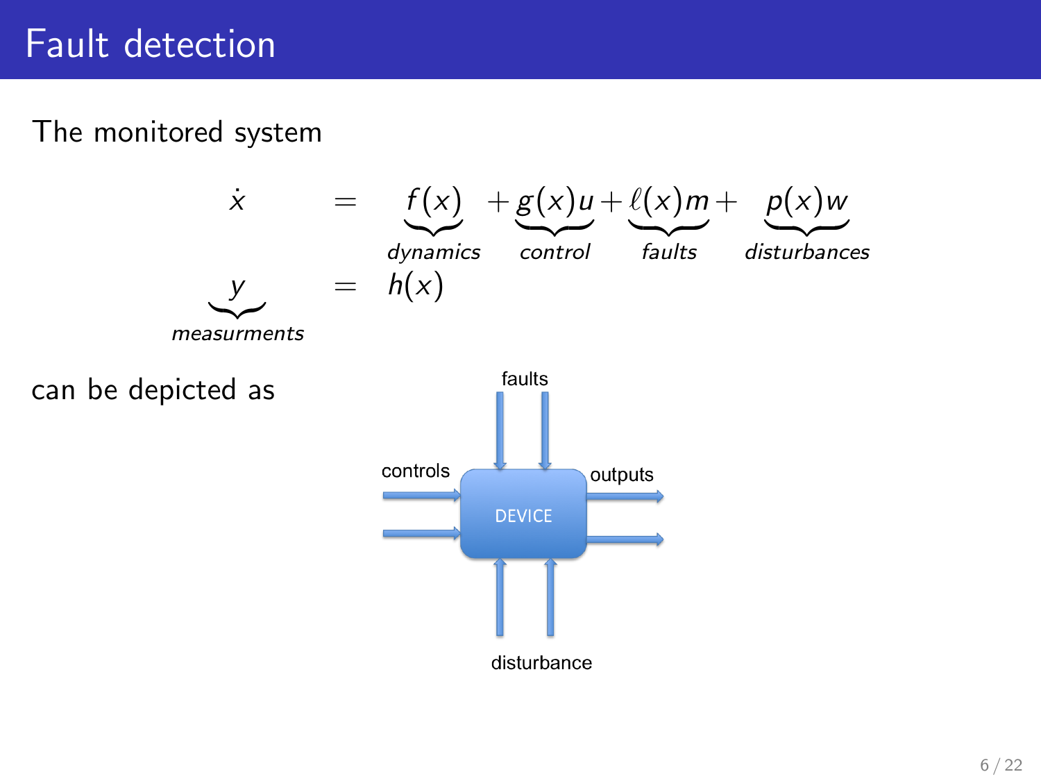# Fault detection

The monitored system

$$
\begin{aligned}
\dot{x} &= \underbrace{f(x)}_{dynamics} + \underbrace{g(x)u}_{control} + \underbrace{\ell(x)m}_{faults} + \underbrace{p(x)w}_{disturbances} \\
\underbrace{y}_{measurments} &= h(x)
\end{aligned}
$$

can be depicted as

faults

controls

DEVICE

outputs

disturbance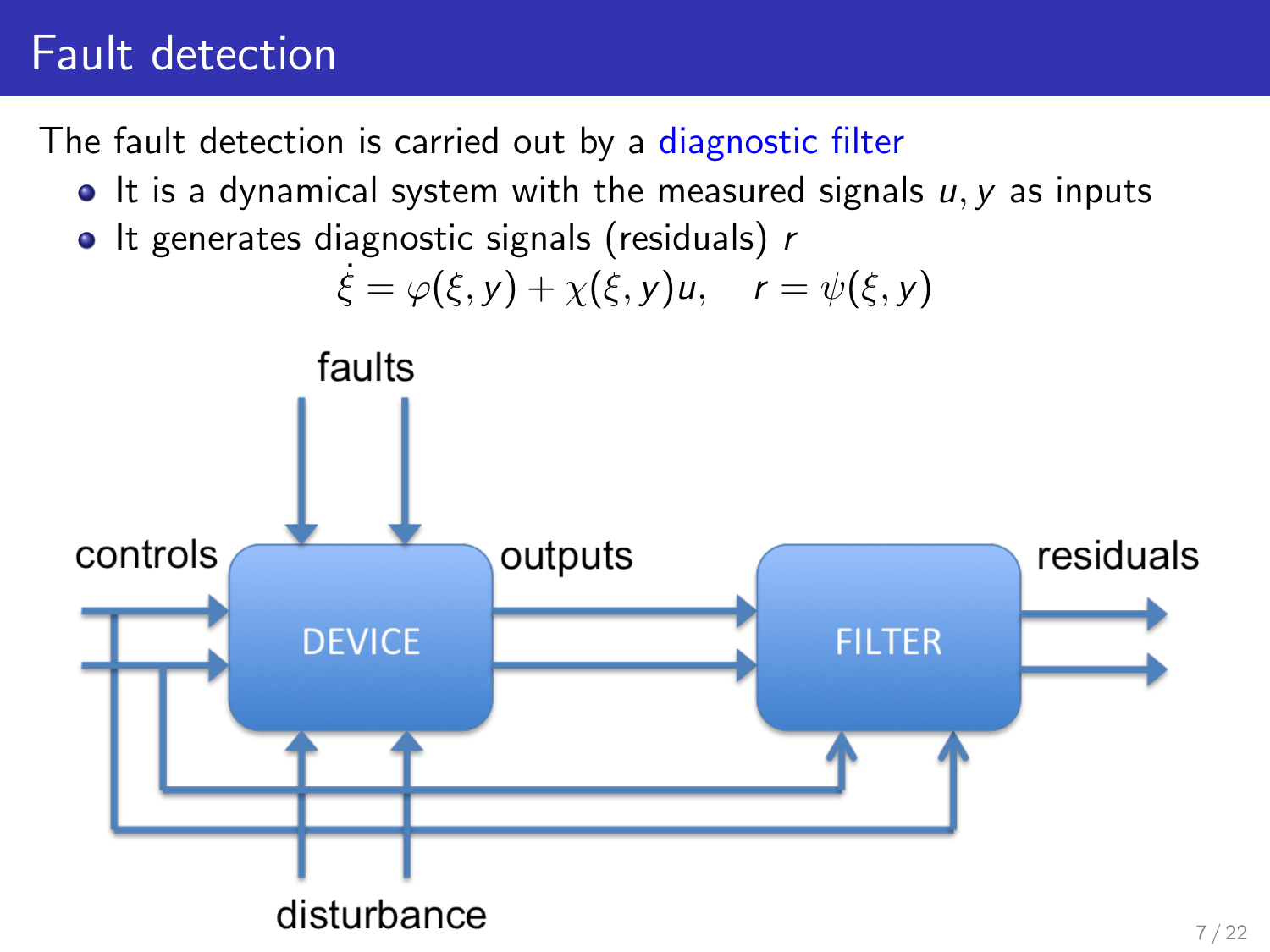# Fault detection

The fault detection is carried out by a diagnostic filter

- It is a dynamical system with the measured signals $u, y$ as inputs
- It generates diagnostic signals (residuals) $r$

$$\dot{\xi} = \varphi(\xi, y) + \chi(\xi, y)u, \quad r = \psi(\xi, y)$$

faults

controls

DEVICE

outputs

FILTER

residuals

disturbance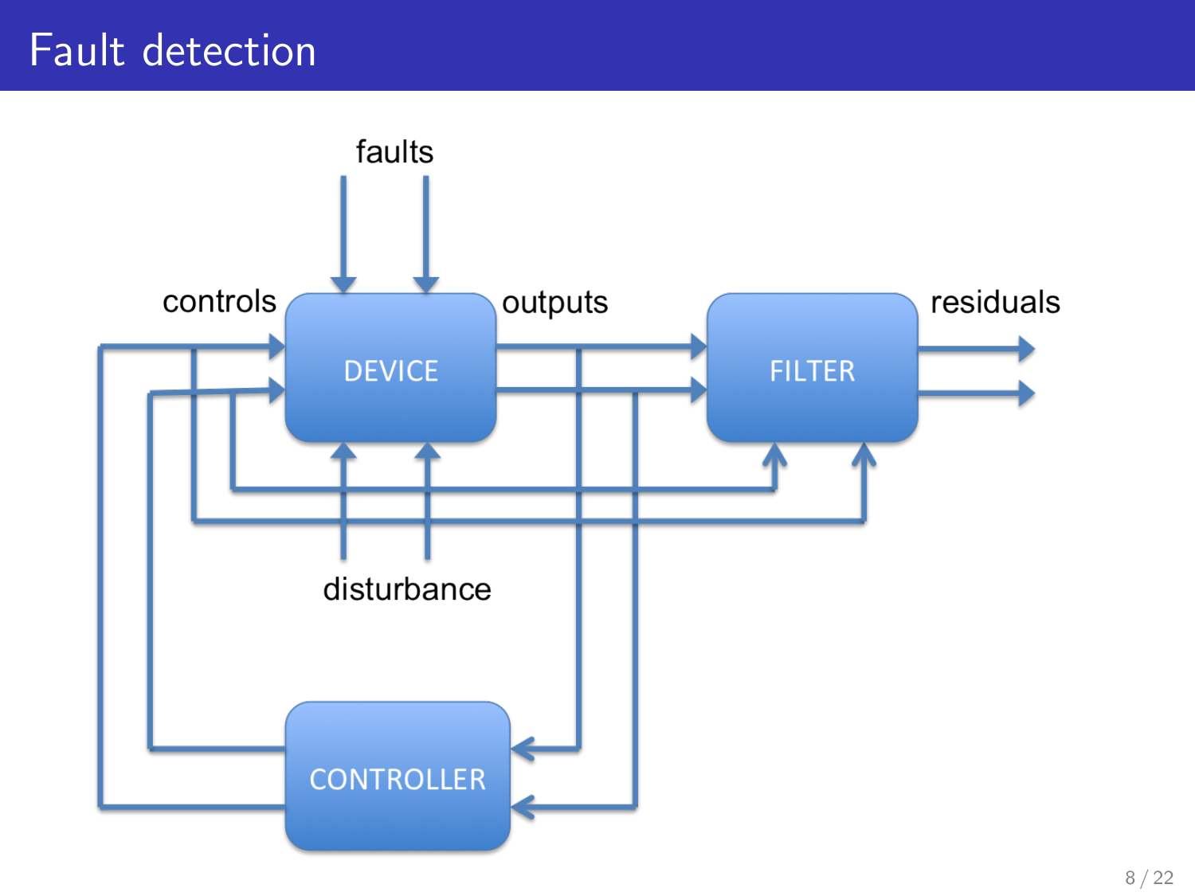# Fault detection

faults

controls

DEVICE

outputs

FILTER

residuals

disturbance

CONTROLLER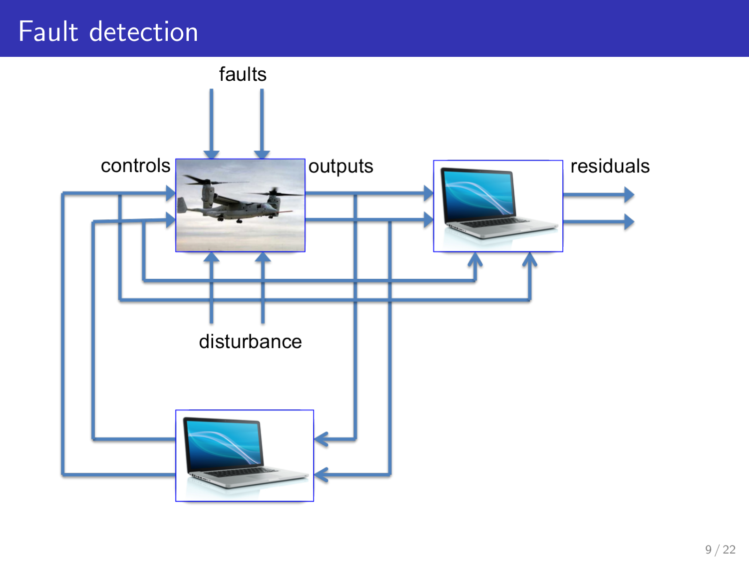# Fault detection

faults

controls

outputs

residuals

disturbance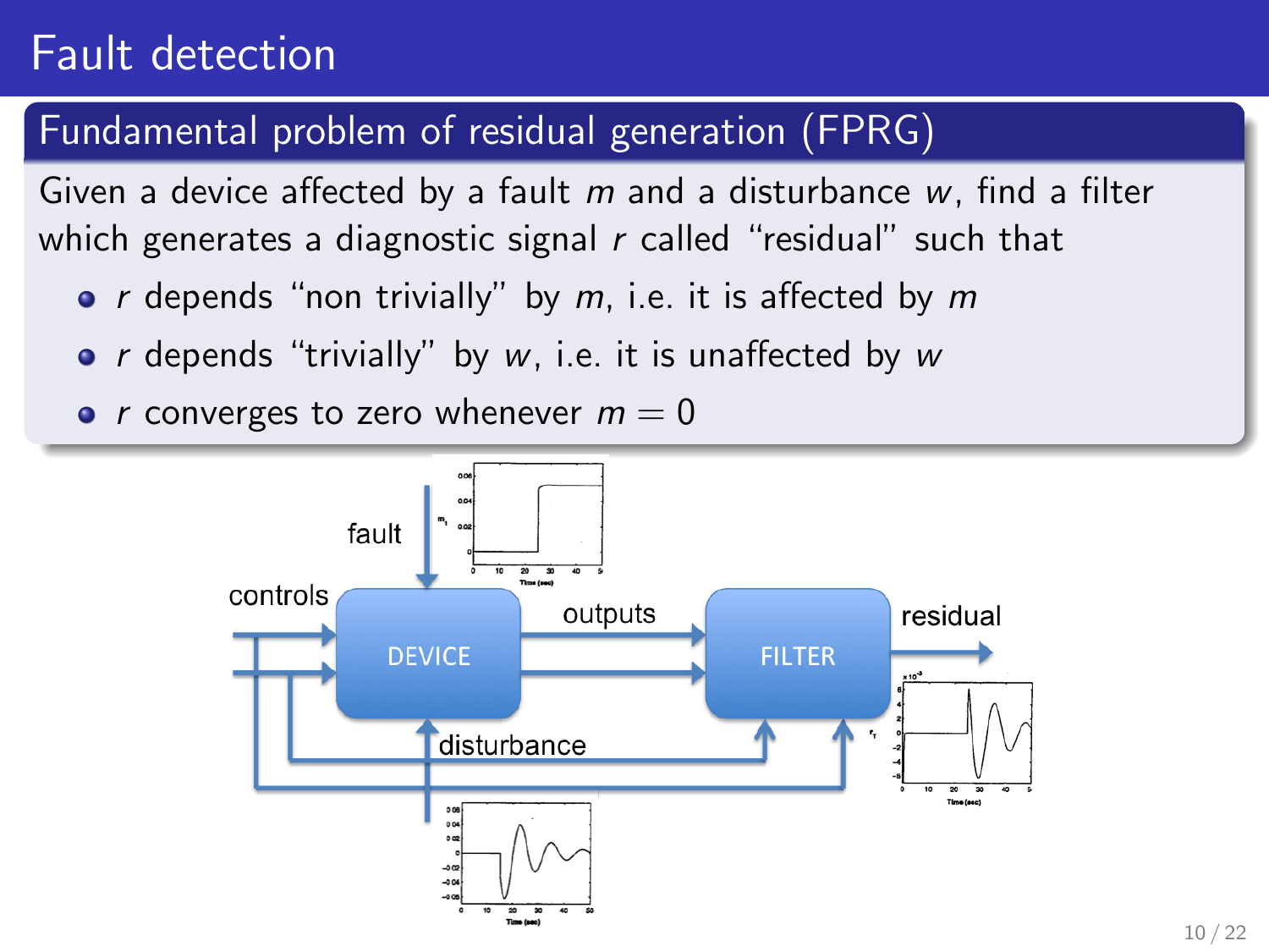# Fault detection

## Fundamental problem of residual generation (FPRG)

Given a device affected by a fault $m$ and a disturbance $w$, find a filter which generates a diagnostic signal $r$ called "residual" such that

- $r$ depends "non trivially" by $m$, i.e. it is affected by $m$
- $r$ depends "trivially" by $w$, i.e. it is unaffected by $w$
- $r$ converges to zero whenever $m = 0$

fault

controls

DEVICE

outputs

FILTER

residual

disturbance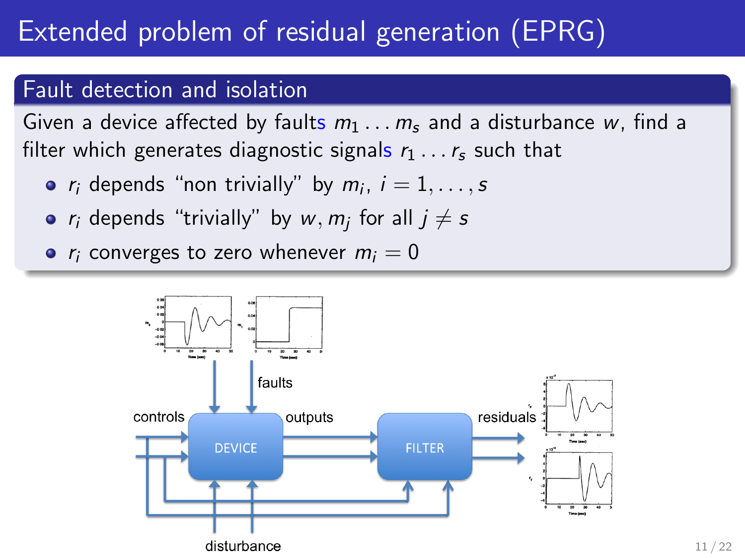# Extended problem of residual generation (EPRG)

## Fault detection and isolation

Given a device affected by faults $m_1 \dots m_s$ and a disturbance $w$, find a filter which generates diagnostic signals $r_1 \dots r_s$ such that

- $r_i$ depends "non trivially" by $m_i$, $i = 1, \dots, s$
- $r_i$ depends "trivially" by $w, m_j$ for all $j \neq s$
- $r_i$ converges to zero whenever $m_i = 0$

faults

controls

outputs

DEVICE

FILTER

residuals

disturbance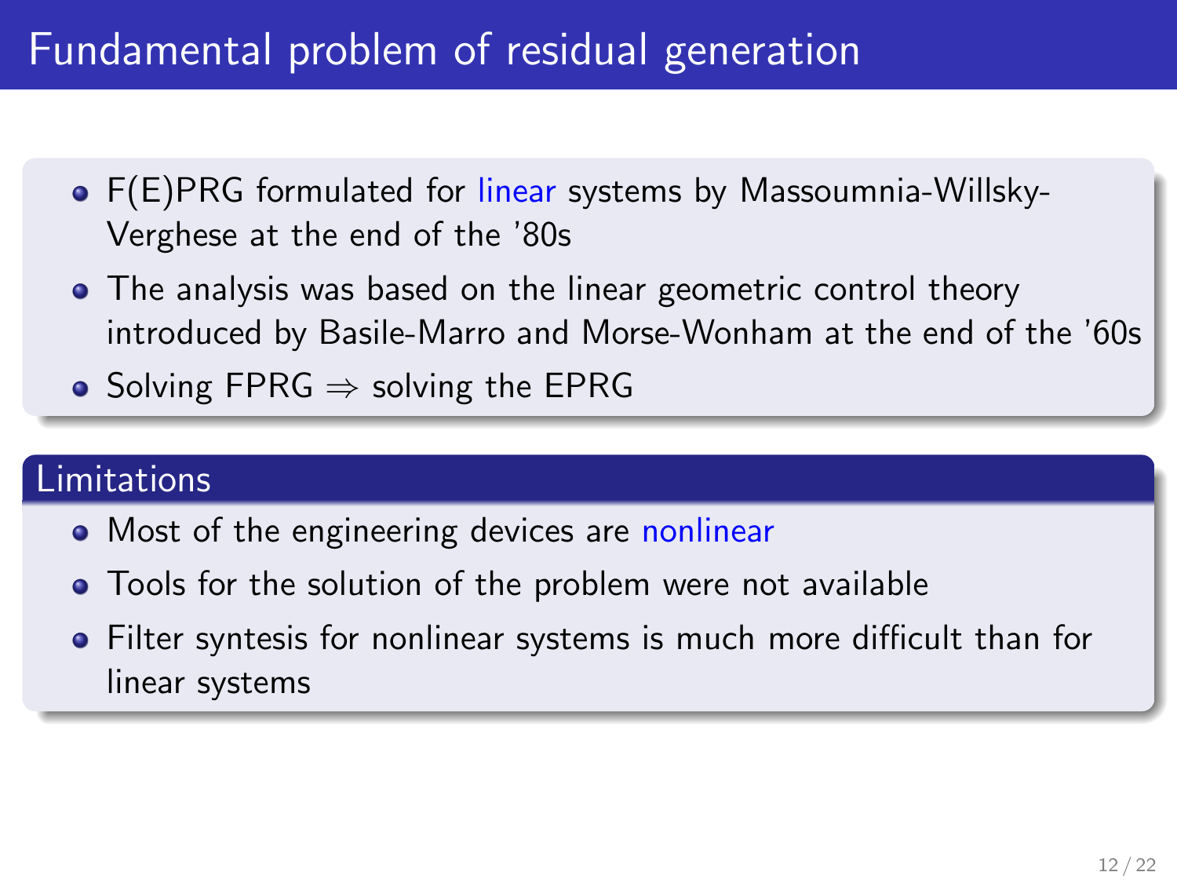# Fundamental problem of residual generation

- F(E)PRG formulated for linear systems by Massoumnia-Willsky-Verghese at the end of the '80s
- The analysis was based on the linear geometric control theory introduced by Basile-Marro and Morse-Wonham at the end of the '60s
- Solving FPRG $\Rightarrow$ solving the EPRG

## Limitations

- Most of the engineering devices are nonlinear
- Tools for the solution of the problem were not available
- Filter syntesis for nonlinear systems is much more difficult than for linear systems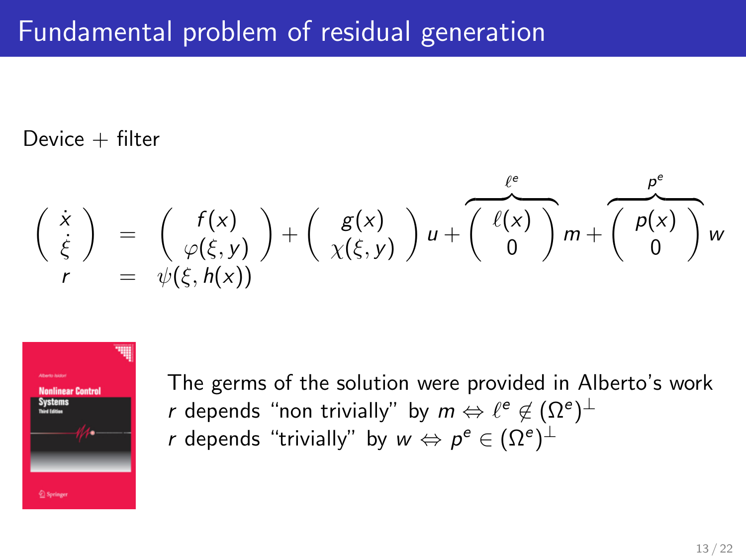# Fundamental problem of residual generation

Device + filter

$$
\begin{pmatrix} \dot{x} \\ \dot{\xi} \end{pmatrix} = \begin{pmatrix} f(x) \\ \varphi(\xi, y) \end{pmatrix} + \begin{pmatrix} g(x) \\ \chi(\xi, y) \end{pmatrix} u + \overbrace{\begin{pmatrix} \ell(x) \\ 0 \end{pmatrix}}^{\ell^e} m + \overbrace{\begin{pmatrix} p(x) \\ 0 \end{pmatrix}}^{p^e} w
$$

$$
r = \psi(\xi, h(x))
$$

The germs of the solution were provided in Alberto's work

$r$ depends "non trivially" by $m \Leftrightarrow \ell^e \notin (\Omega^e)^\perp$

$r$ depends "trivially" by $w \Leftrightarrow p^e \in (\Omega^e)^\perp$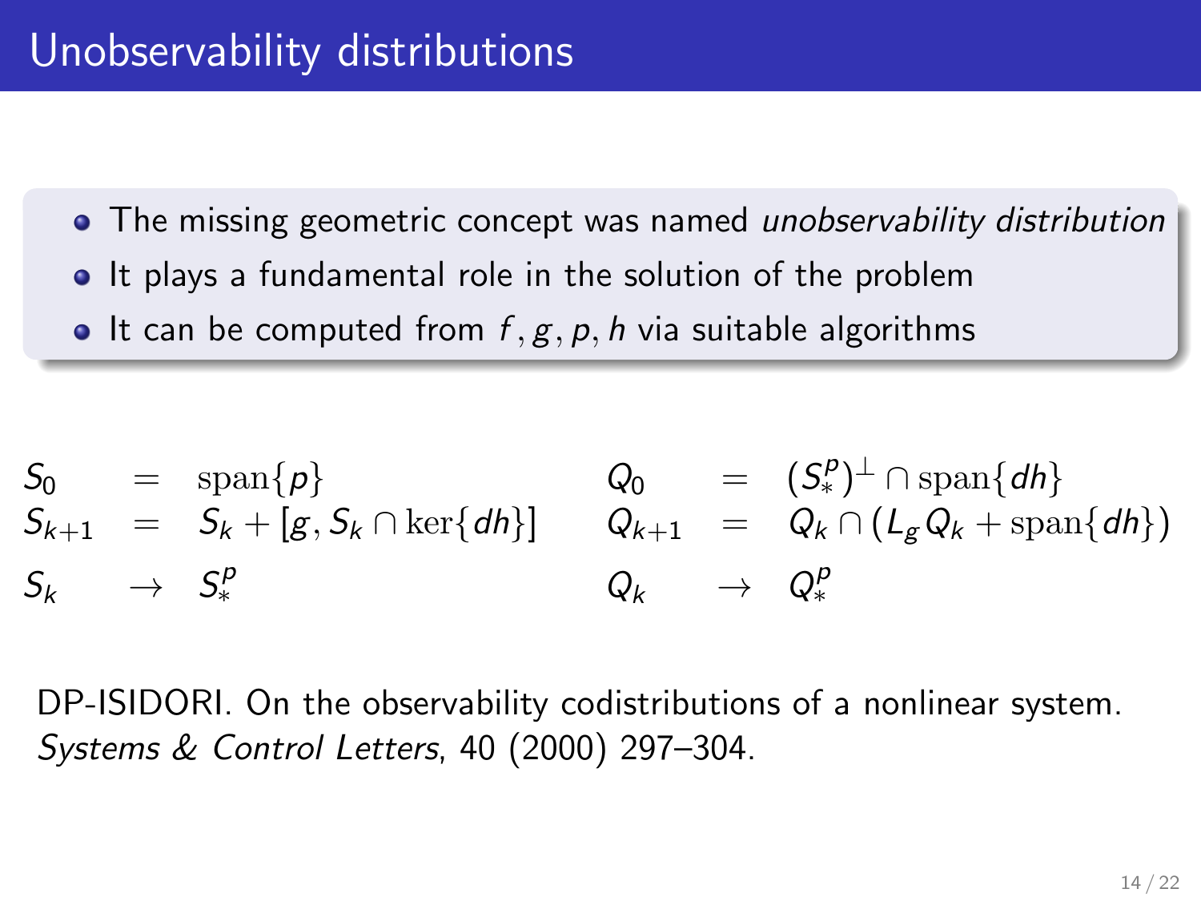# Unobservability distributions

- The missing geometric concept was named *unobservability distribution*
- It plays a fundamental role in the solution of the problem
- It can be computed from $f, g, p, h$ via suitable algorithms

$$
\begin{aligned}
S_0 &= \mathrm{span}\{p\} \\
S_{k+1} &= S_k + [g, S_k \cap \ker\{dh\}] \\
S_k &\to S_*^p
\end{aligned}
\qquad
\begin{aligned}
Q_0 &= (S_*^p)^\perp \cap \mathrm{span}\{dh\} \\
Q_{k+1} &= Q_k \cap (L_g Q_k + \mathrm{span}\{dh\}) \\
Q_k &\to Q_*^p
\end{aligned}
$$

DP-ISIDORI. On the observability codistributions of a nonlinear system. *Systems & Control Letters*, 40 (2000) 297–304.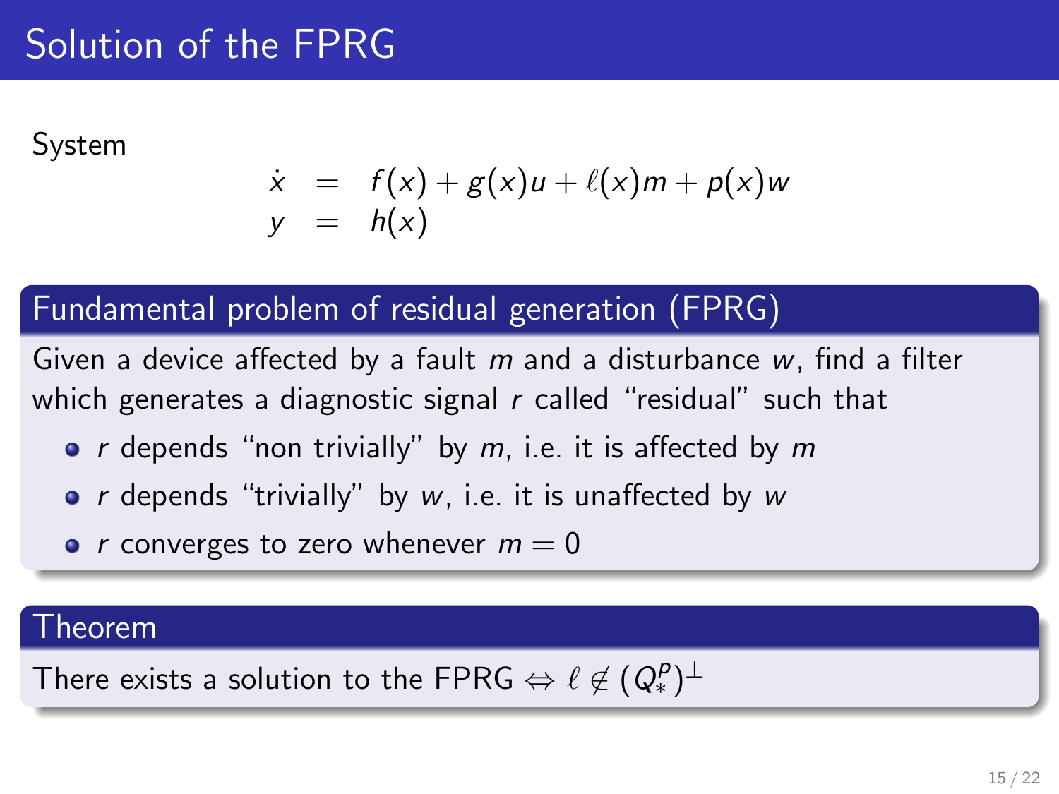# Solution of the FPRG

System

$$
\begin{aligned}
\dot{x} &= f(x) + g(x)u + \ell(x)m + p(x)w \\
y &= h(x)
\end{aligned}
$$

### Fundamental problem of residual generation (FPRG)

Given a device affected by a fault $m$ and a disturbance $w$, find a filter which generates a diagnostic signal $r$ called "residual" such that

- $r$ depends "non trivially" by $m$, i.e. it is affected by $m$
- $r$ depends "trivially" by $w$, i.e. it is unaffected by $w$
- $r$ converges to zero whenever $m = 0$

### Theorem

There exists a solution to the FPRG $\Leftrightarrow \ell \notin (Q_*^p)^\perp$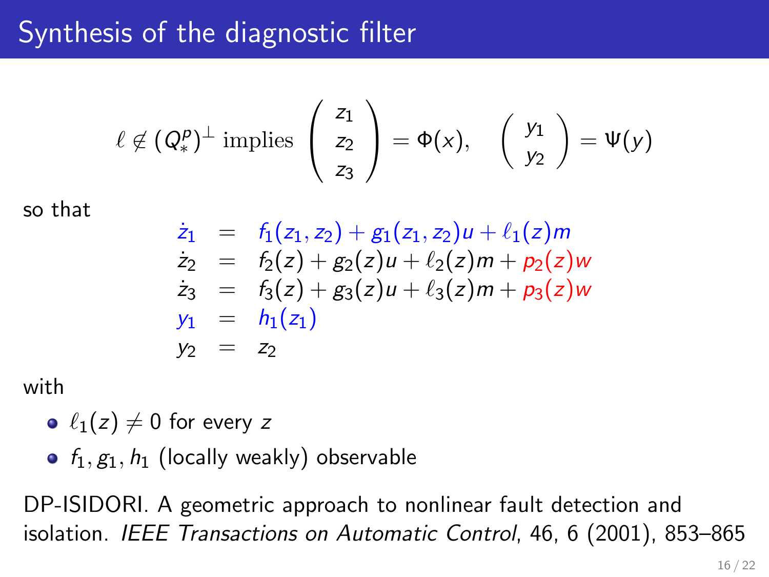# Synthesis of the diagnostic filter

$$\ell \notin (Q_*^p)^\perp \text{ implies } \begin{pmatrix} z_1 \\ z_2 \\ z_3 \end{pmatrix} = \Phi(x), \quad \begin{pmatrix} y_1 \\ y_2 \end{pmatrix} = \Psi(y)$$

so that

$$\begin{aligned}
\dot{z}_1 &= f_1(z_1, z_2) + g_1(z_1, z_2)u + \ell_1(z)m \\
\dot{z}_2 &= f_2(z) + g_2(z)u + \ell_2(z)m + p_2(z)w \\
\dot{z}_3 &= f_3(z) + g_3(z)u + \ell_3(z)m + p_3(z)w \\
y_1 &= h_1(z_1) \\
y_2 &= z_2
\end{aligned}$$

with

- $\ell_1(z) \neq 0$ for every $z$
- $f_1, g_1, h_1$ (locally weakly) observable

DP-ISIDORI. A geometric approach to nonlinear fault detection and isolation. *IEEE Transactions on Automatic Control*, 46, 6 (2001), 853–865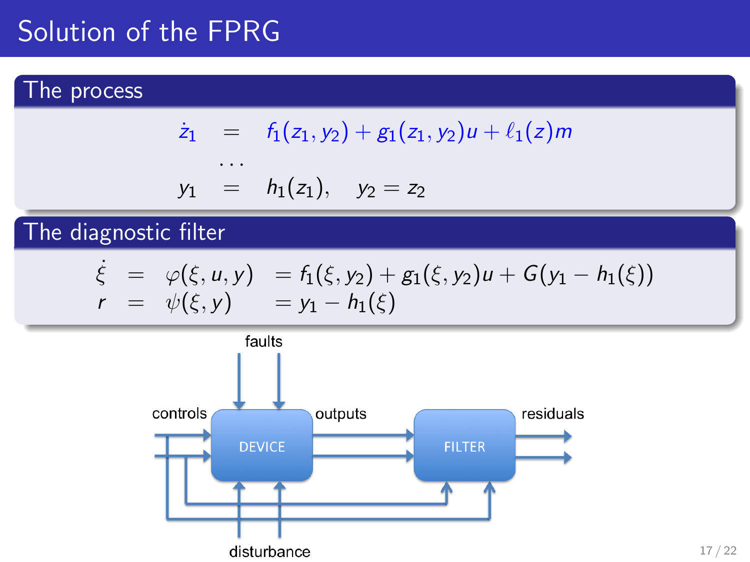# Solution of the FPRG

## The process

$$
\begin{aligned}
\dot{z}_1 &= f_1(z_1, y_2) + g_1(z_1, y_2)u + \ell_1(z)m \\
&\cdots \\
y_1 &= h_1(z_1), \quad y_2 = z_2
\end{aligned}
$$

## The diagnostic filter

$$
\begin{aligned}
\dot{\xi} &= \varphi(\xi, u, y) &&= f_1(\xi, y_2) + g_1(\xi, y_2)u + G(y_1 - h_1(\xi)) \\
r &= \psi(\xi, y) &&= y_1 - h_1(\xi)
\end{aligned}
$$

faults

controls — DEVICE — outputs — FILTER — residuals

disturbance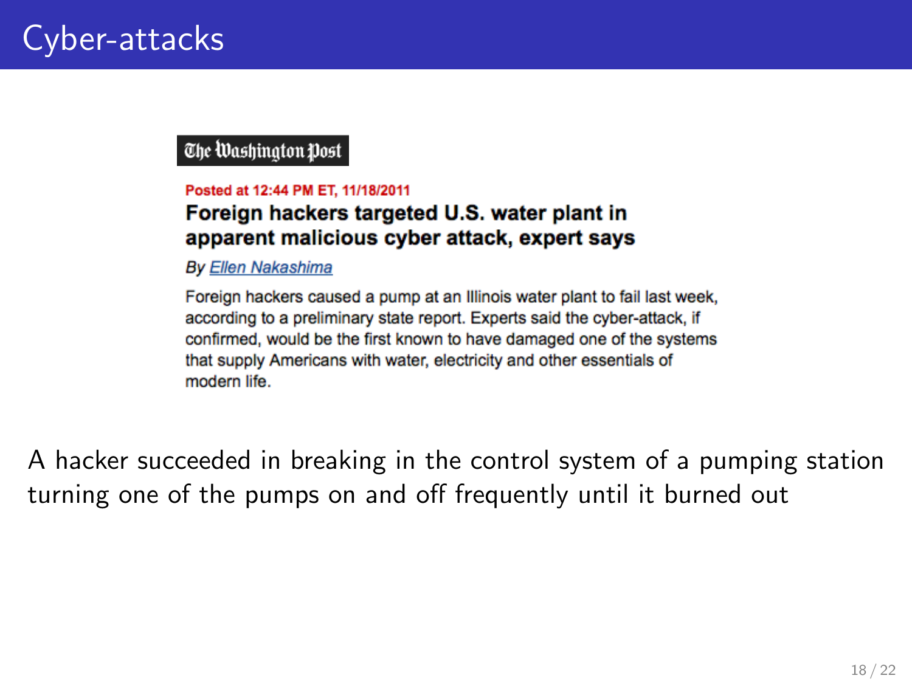# Cyber-attacks

The Washington Post

Posted at 12:44 PM ET, 11/18/2011

**Foreign hackers targeted U.S. water plant in apparent malicious cyber attack, expert says**

*By Ellen Nakashima*

Foreign hackers caused a pump at an Illinois water plant to fail last week, according to a preliminary state report. Experts said the cyber-attack, if confirmed, would be the first known to have damaged one of the systems that supply Americans with water, electricity and other essentials of modern life.

A hacker succeeded in breaking in the control system of a pumping station turning one of the pumps on and off frequently until it burned out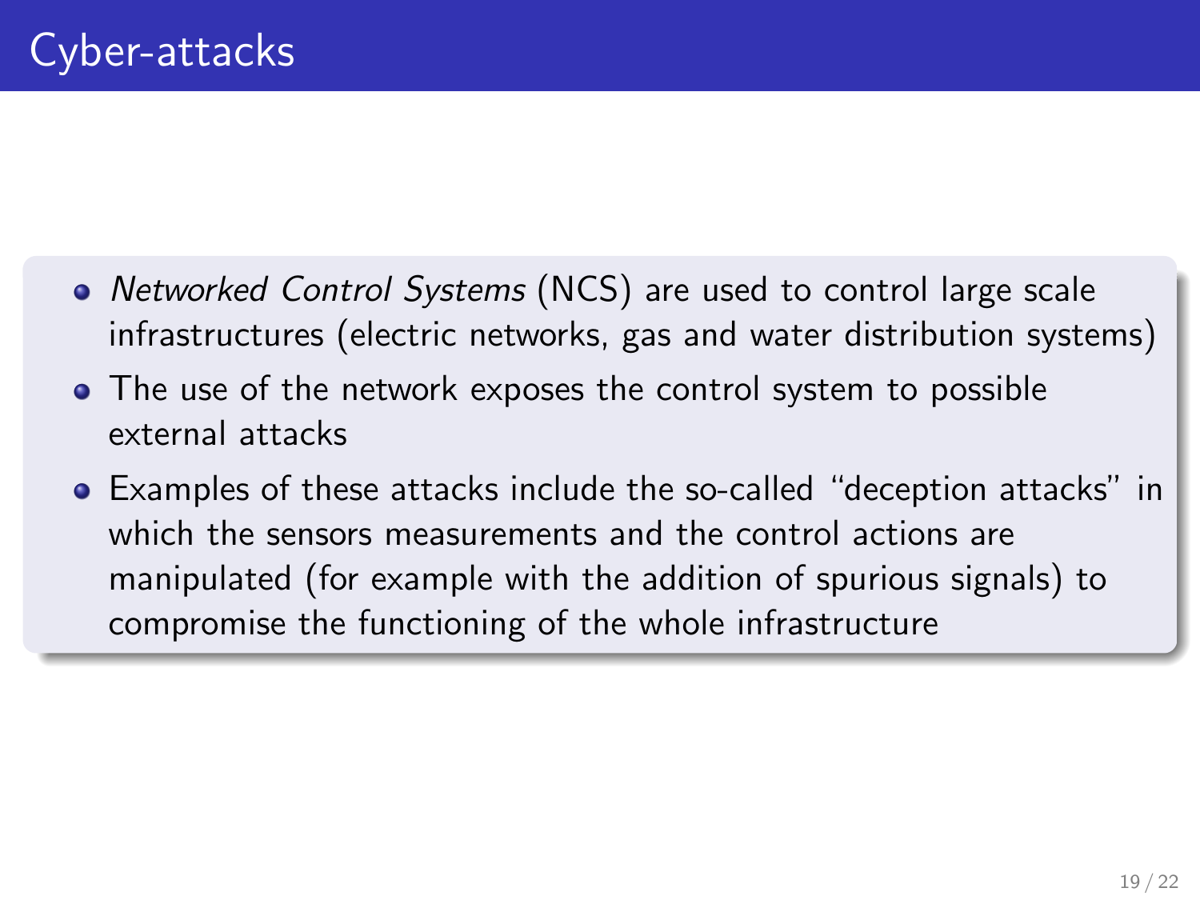# Cyber-attacks

- *Networked Control Systems* (NCS) are used to control large scale infrastructures (electric networks, gas and water distribution systems)
- The use of the network exposes the control system to possible external attacks
- Examples of these attacks include the so-called “deception attacks” in which the sensors measurements and the control actions are manipulated (for example with the addition of spurious signals) to compromise the functioning of the whole infrastructure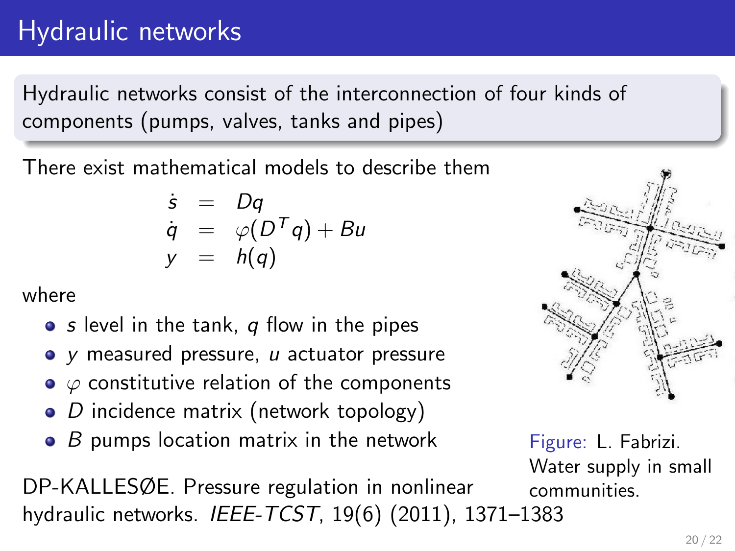# Hydraulic networks

Hydraulic networks consist of the interconnection of four kinds of components (pumps, valves, tanks and pipes)

There exist mathematical models to describe them

$$
\begin{aligned}
\dot{s} &= Dq \\
\dot{q} &= \varphi(D^T q) + Bu \\
y &= h(q)
\end{aligned}
$$

where

- $s$ level in the tank, $q$ flow in the pipes
- $y$ measured pressure, $u$ actuator pressure
- $\varphi$ constitutive relation of the components
- $D$ incidence matrix (network topology)
- $B$ pumps location matrix in the network

Figure: L. Fabrizi. Water supply in small communities.

DP-KALLESØE. Pressure regulation in nonlinear hydraulic networks. *IEEE-TCST*, 19(6) (2011), 1371–1383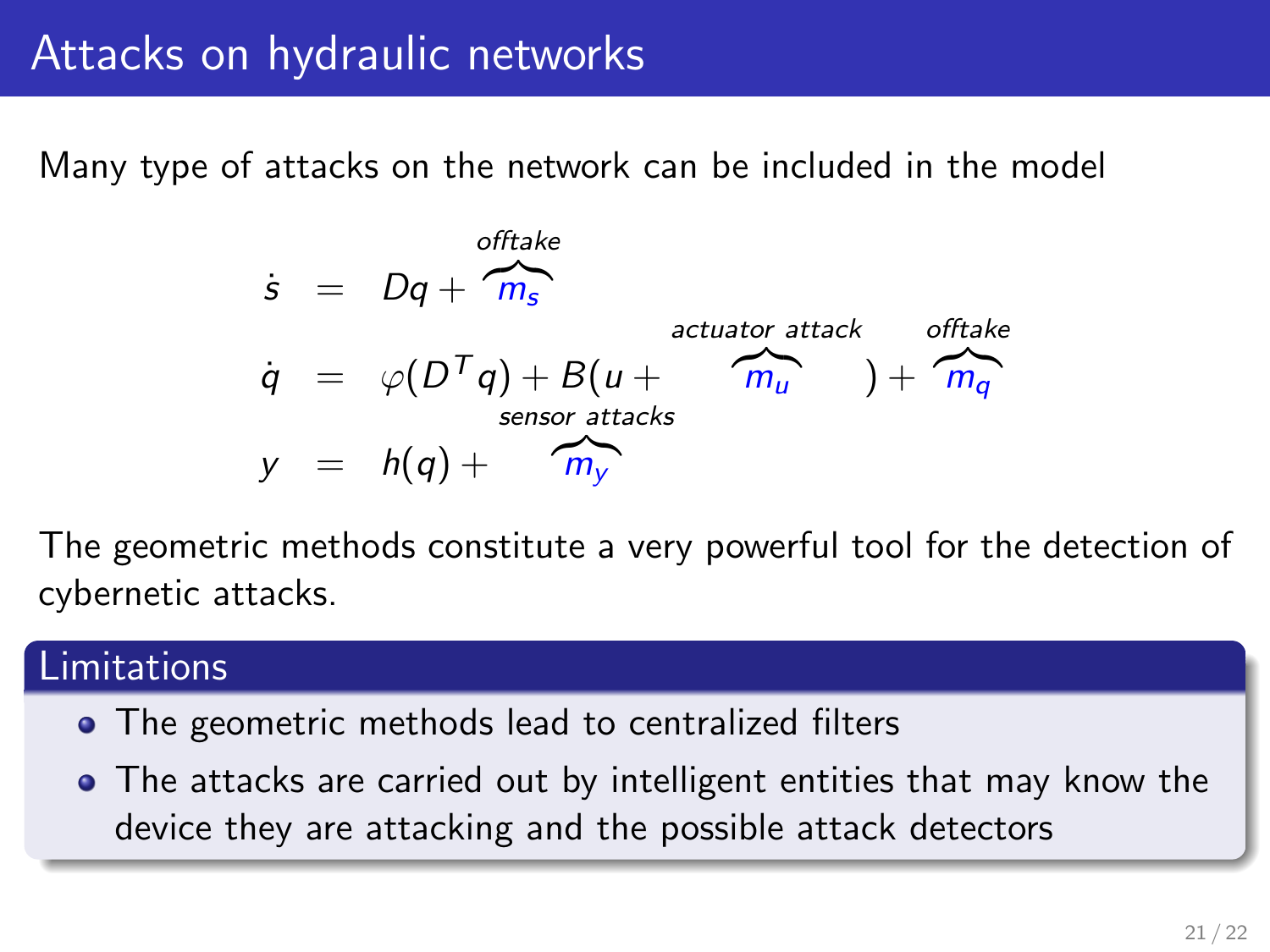# Attacks on hydraulic networks

Many type of attacks on the network can be included in the model

$$
\begin{aligned}
\dot{s} &= Dq + \overbrace{m_s}^{\text{offtake}} \\
\dot{q} &= \varphi(D^T q) + B(u + \overbrace{m_u}^{\text{actuator attack}}) + \overbrace{m_q}^{\text{offtake}} \\
y &= h(q) + \overbrace{m_y}^{\text{sensor attacks}}
\end{aligned}
$$

The geometric methods constitute a very powerful tool for the detection of cybernetic attacks.

### Limitations

- The geometric methods lead to centralized filters
- The attacks are carried out by intelligent entities that may know the device they are attacking and the possible attack detectors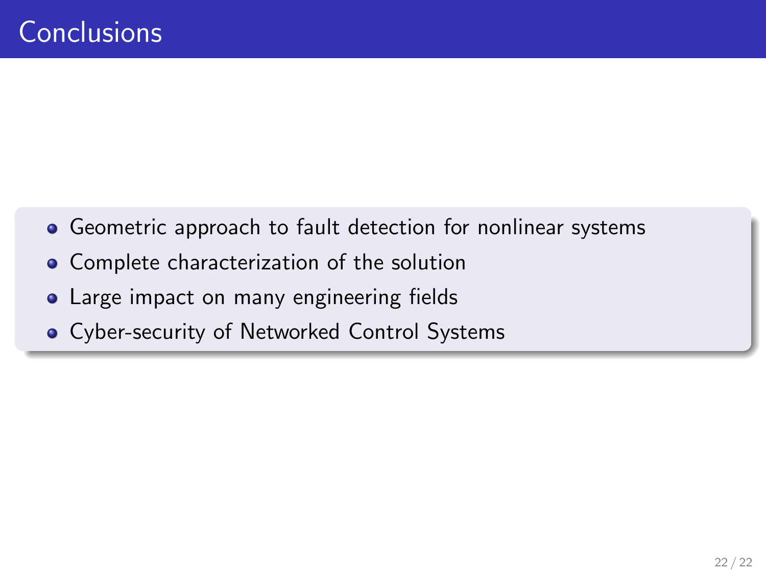# Conclusions

- Geometric approach to fault detection for nonlinear systems
- Complete characterization of the solution
- Large impact on many engineering fields
- Cyber-security of Networked Control Systems